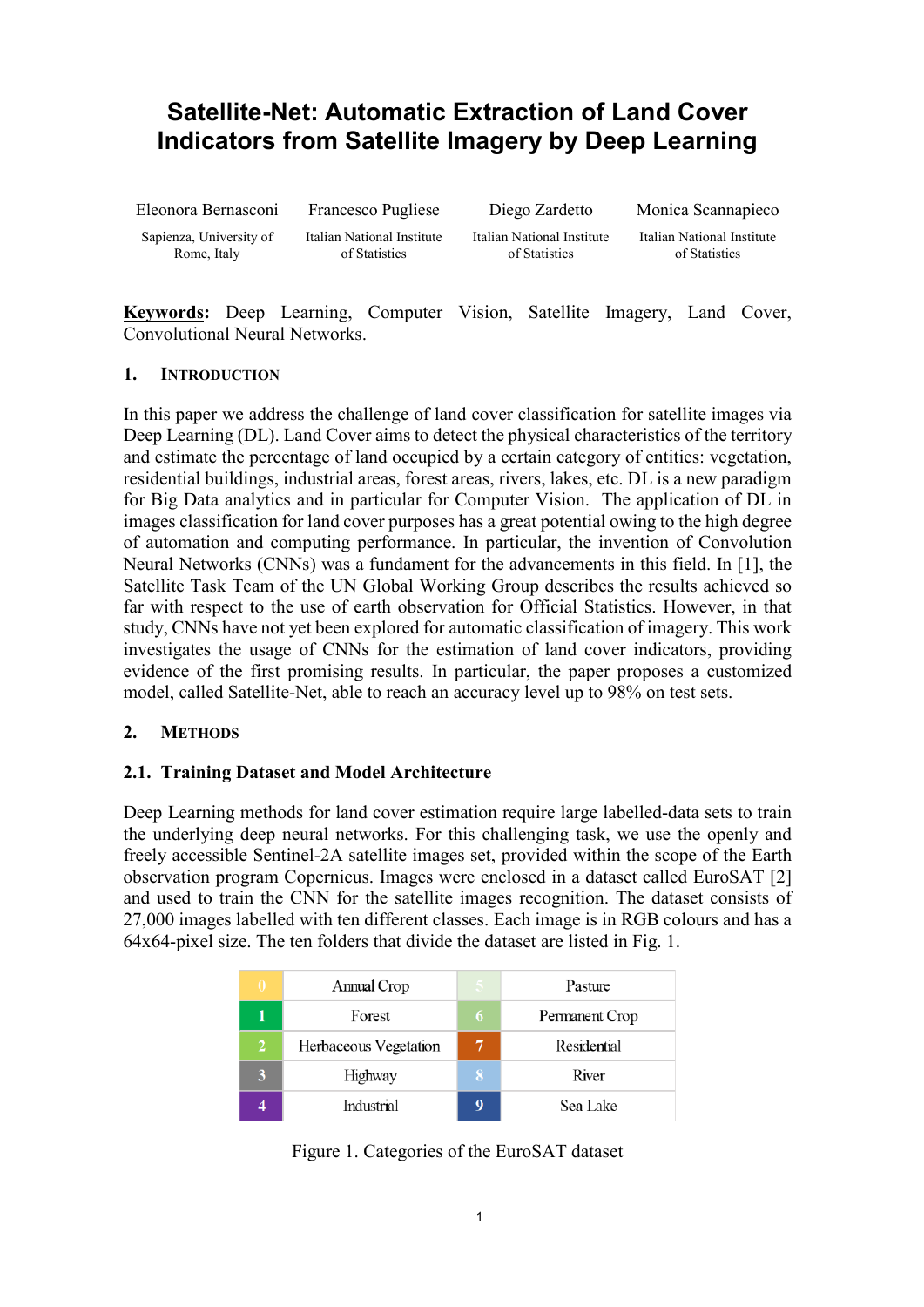# Satellite-Net: Automatic Extraction of Land Cover Indicators from Satellite Imagery by Deep Learning

| Eleonora Bernasconi | Francesco Pugliese | Diego Zardetto | Monica Scannapieco |
|---|---|---|---|
| Sapienza, University of Rome, Italy | Italian National Institute of Statistics | Italian National Institute of Statistics | Italian National Institute of Statistics |

**Keywords:** Deep Learning, Computer Vision, Satellite Imagery, Land Cover, Convolutional Neural Networks.

## 1. Introduction

In this paper we address the challenge of land cover classification for satellite images via Deep Learning (DL). Land Cover aims to detect the physical characteristics of the territory and estimate the percentage of land occupied by a certain category of entities: vegetation, residential buildings, industrial areas, forest areas, rivers, lakes, etc. DL is a new paradigm for Big Data analytics and in particular for Computer Vision. The application of DL in images classification for land cover purposes has a great potential owing to the high degree of automation and computing performance. In particular, the invention of Convolution Neural Networks (CNNs) was a fundament for the advancements in this field. In [1], the Satellite Task Team of the UN Global Working Group describes the results achieved so far with respect to the use of earth observation for Official Statistics. However, in that study, CNNs have not yet been explored for automatic classification of imagery. This work investigates the usage of CNNs for the estimation of land cover indicators, providing evidence of the first promising results. In particular, the paper proposes a customized model, called Satellite-Net, able to reach an accuracy level up to 98% on test sets.

## 2. Methods

### 2.1. Training Dataset and Model Architecture

Deep Learning methods for land cover estimation require large labelled-data sets to train the underlying deep neural networks. For this challenging task, we use the openly and freely accessible Sentinel-2A satellite images set, provided within the scope of the Earth observation program Copernicus. Images were enclosed in a dataset called EuroSAT [2] and used to train the CNN for the satellite images recognition. The dataset consists of 27,000 images labelled with ten different classes. Each image is in RGB colours and has a 64x64-pixel size. The ten folders that divide the dataset are listed in Fig. 1.

| | | | |
|---|---|---|---|
| 0 | Annual Crop | 5 | Pasture |
| 1 | Forest | 6 | Permanent Crop |
| 2 | Herbaceous Vegetation | 7 | Residential |
| 3 | Highway | 8 | River |
| 4 | Industrial | 9 | Sea Lake |

Figure 1. Categories of the EuroSAT dataset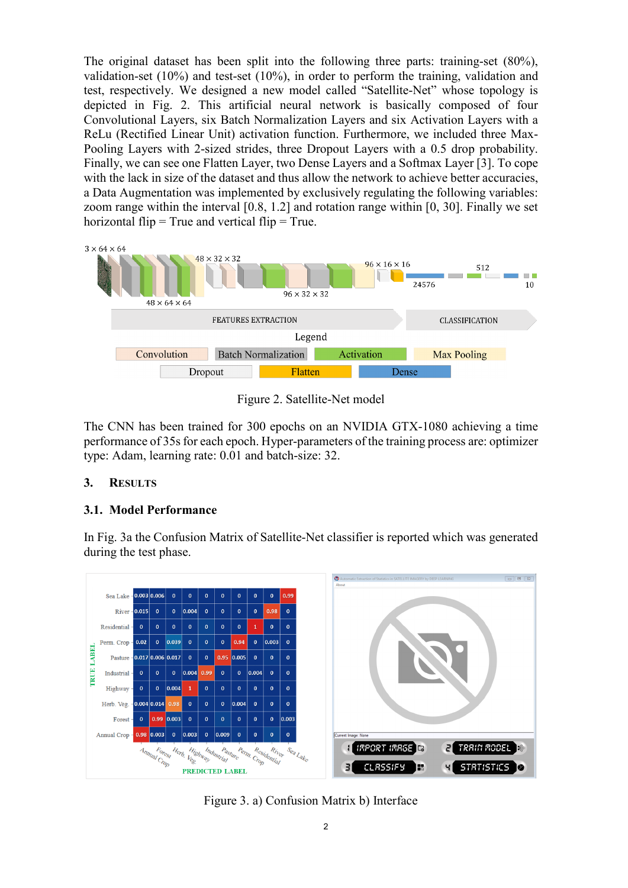The original dataset has been split into the following three parts: training-set (80%), validation-set (10%) and test-set (10%), in order to perform the training, validation and test, respectively. We designed a new model called "Satellite-Net" whose topology is depicted in Fig. 2. This artificial neural network is basically composed of four Convolutional Layers, six Batch Normalization Layers and six Activation Layers with a ReLu (Rectified Linear Unit) activation function. Furthermore, we included three Max-Pooling Layers with 2-sized strides, three Dropout Layers with a 0.5 drop probability. Finally, we can see one Flatten Layer, two Dense Layers and a Softmax Layer [3]. To cope with the lack in size of the dataset and thus allow the network to achieve better accuracies, a Data Augmentation was implemented by exclusively regulating the following variables: zoom range within the interval [0.8, 1.2] and rotation range within [0, 30]. Finally we set horizontal flip = True and vertical flip = True.

Figure 2. Satellite-Net model

The CNN has been trained for 300 epochs on an NVIDIA GTX-1080 achieving a time performance of 35s for each epoch. Hyper-parameters of the training process are: optimizer type: Adam, learning rate: 0.01 and batch-size: 32.

## 3. RESULTS

### 3.1. Model Performance

In Fig. 3a the Confusion Matrix of Satellite-Net classifier is reported which was generated during the test phase.

Figure 3. a) Confusion Matrix b) Interface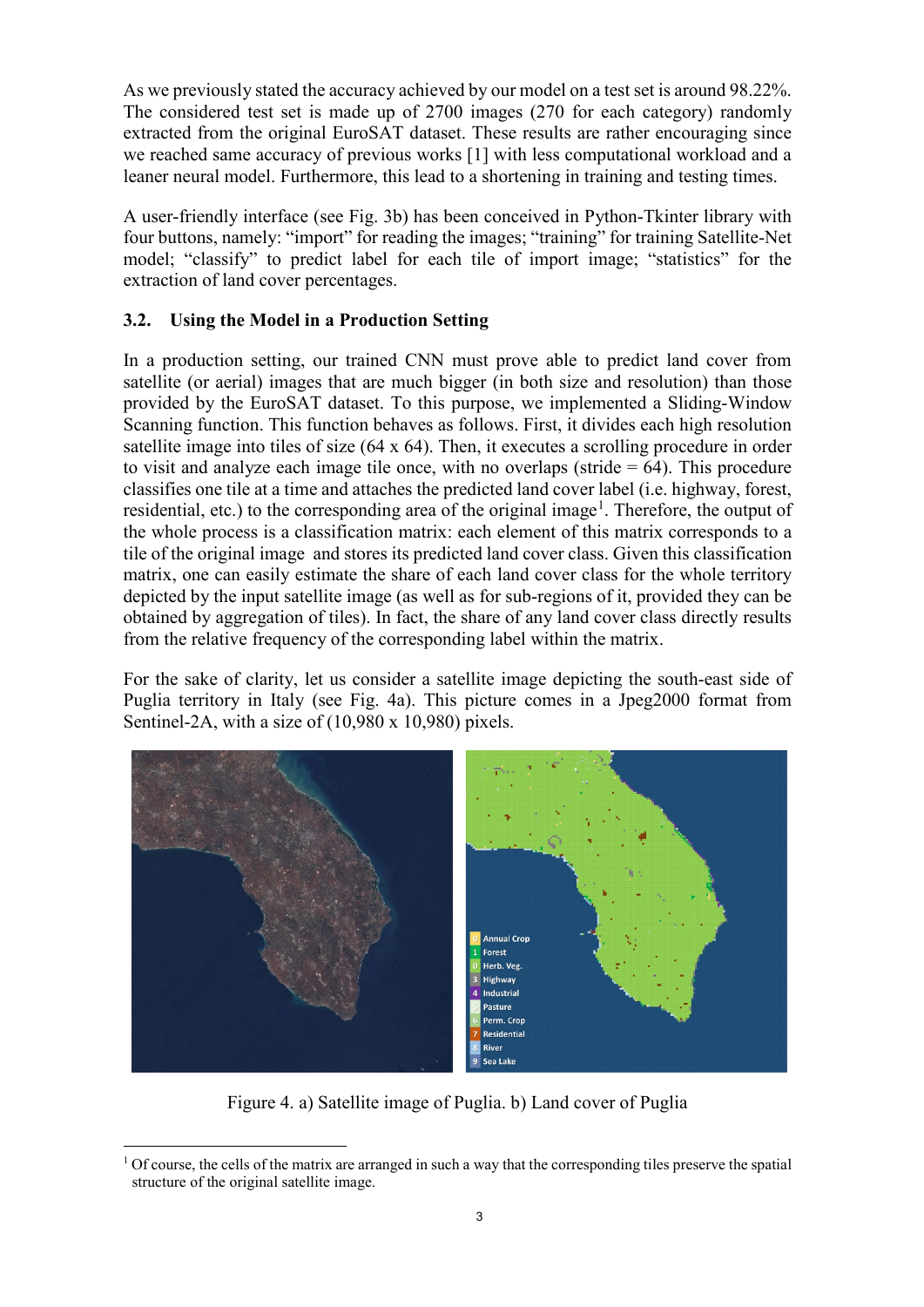As we previously stated the accuracy achieved by our model on a test set is around 98.22%. The considered test set is made up of 2700 images (270 for each category) randomly extracted from the original EuroSAT dataset. These results are rather encouraging since we reached same accuracy of previous works [1] with less computational workload and a leaner neural model. Furthermore, this lead to a shortening in training and testing times.

A user-friendly interface (see Fig. 3b) has been conceived in Python-Tkinter library with four buttons, namely: "import" for reading the images; "training" for training Satellite-Net model; "classify" to predict label for each tile of import image; "statistics" for the extraction of land cover percentages.

### 3.2. Using the Model in a Production Setting

In a production setting, our trained CNN must prove able to predict land cover from satellite (or aerial) images that are much bigger (in both size and resolution) than those provided by the EuroSAT dataset. To this purpose, we implemented a Sliding-Window Scanning function. This function behaves as follows. First, it divides each high resolution satellite image into tiles of size (64 x 64). Then, it executes a scrolling procedure in order to visit and analyze each image tile once, with no overlaps (stride = 64). This procedure classifies one tile at a time and attaches the predicted land cover label (i.e. highway, forest, residential, etc.) to the corresponding area of the original image[1]. Therefore, the output of the whole process is a classification matrix: each element of this matrix corresponds to a tile of the original image and stores its predicted land cover class. Given this classification matrix, one can easily estimate the share of each land cover class for the whole territory depicted by the input satellite image (as well as for sub-regions of it, provided they can be obtained by aggregation of tiles). In fact, the share of any land cover class directly results from the relative frequency of the corresponding label within the matrix.

For the sake of clarity, let us consider a satellite image depicting the south-east side of Puglia territory in Italy (see Fig. 4a). This picture comes in a Jpeg2000 format from Sentinel-2A, with a size of (10,980 x 10,980) pixels.

Figure 4. a) Satellite image of Puglia. b) Land cover of Puglia

[1] Of course, the cells of the matrix are arranged in such a way that the corresponding tiles preserve the spatial structure of the original satellite image.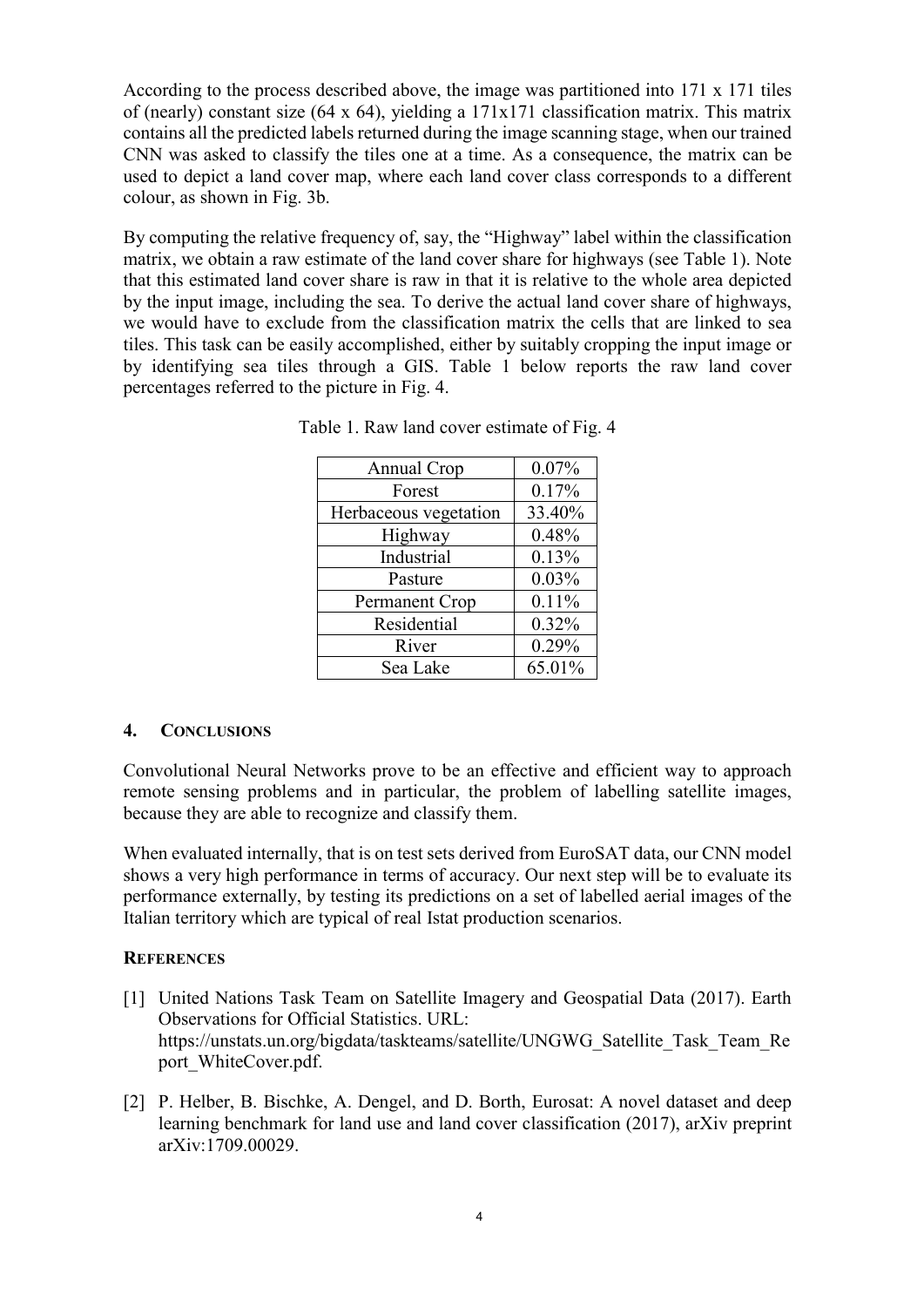According to the process described above, the image was partitioned into 171 x 171 tiles of (nearly) constant size (64 x 64), yielding a 171x171 classification matrix. This matrix contains all the predicted labels returned during the image scanning stage, when our trained CNN was asked to classify the tiles one at a time. As a consequence, the matrix can be used to depict a land cover map, where each land cover class corresponds to a different colour, as shown in Fig. 3b.

By computing the relative frequency of, say, the "Highway" label within the classification matrix, we obtain a raw estimate of the land cover share for highways (see Table 1). Note that this estimated land cover share is raw in that it is relative to the whole area depicted by the input image, including the sea. To derive the actual land cover share of highways, we would have to exclude from the classification matrix the cells that are linked to sea tiles. This task can be easily accomplished, either by suitably cropping the input image or by identifying sea tiles through a GIS. Table 1 below reports the raw land cover percentages referred to the picture in Fig. 4.

Table 1. Raw land cover estimate of Fig. 4

| | |
|---|---|
| Annual Crop | 0.07% |
| Forest | 0.17% |
| Herbaceous vegetation | 33.40% |
| Highway | 0.48% |
| Industrial | 0.13% |
| Pasture | 0.03% |
| Permanent Crop | 0.11% |
| Residential | 0.32% |
| River | 0.29% |
| Sea Lake | 65.01% |

## 4. Conclusions

Convolutional Neural Networks prove to be an effective and efficient way to approach remote sensing problems and in particular, the problem of labelling satellite images, because they are able to recognize and classify them.

When evaluated internally, that is on test sets derived from EuroSAT data, our CNN model shows a very high performance in terms of accuracy. Our next step will be to evaluate its performance externally, by testing its predictions on a set of labelled aerial images of the Italian territory which are typical of real Istat production scenarios.

## References

[1] United Nations Task Team on Satellite Imagery and Geospatial Data (2017). Earth Observations for Official Statistics. URL: https://unstats.un.org/bigdata/taskteams/satellite/UNGWG_Satellite_Task_Team_Report_WhiteCover.pdf.

[2] P. Helber, B. Bischke, A. Dengel, and D. Borth, Eurosat: A novel dataset and deep learning benchmark for land use and land cover classification (2017), arXiv preprint arXiv:1709.00029.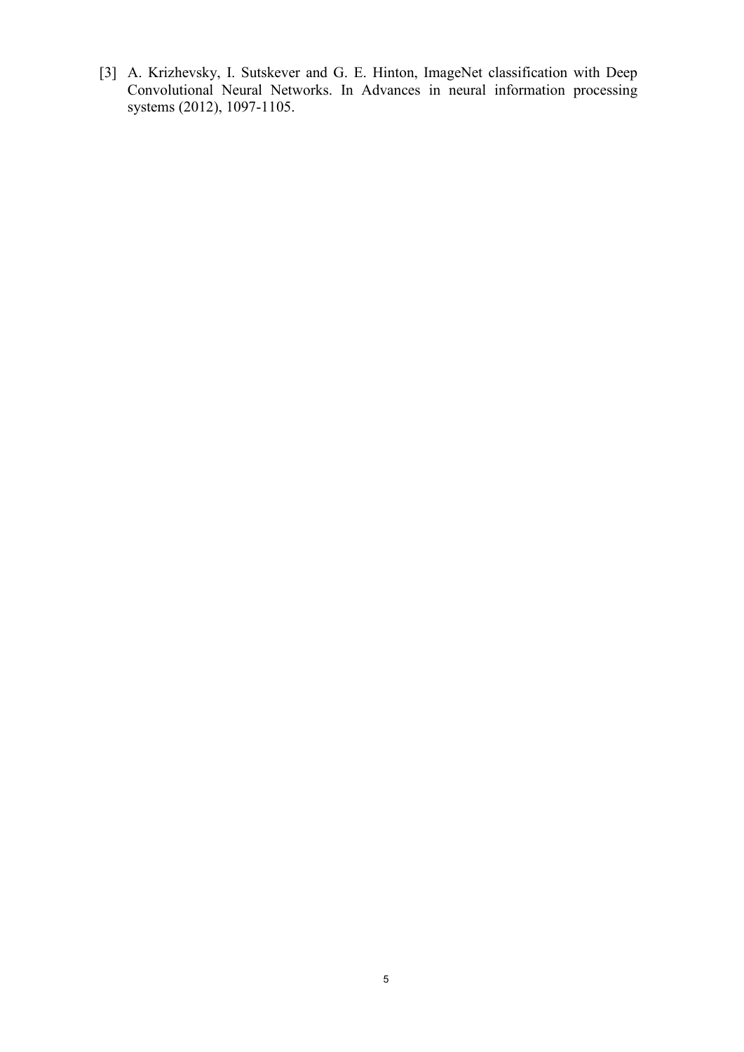[3] A. Krizhevsky, I. Sutskever and G. E. Hinton, ImageNet classification with Deep Convolutional Neural Networks. In Advances in neural information processing systems (2012), 1097-1105.